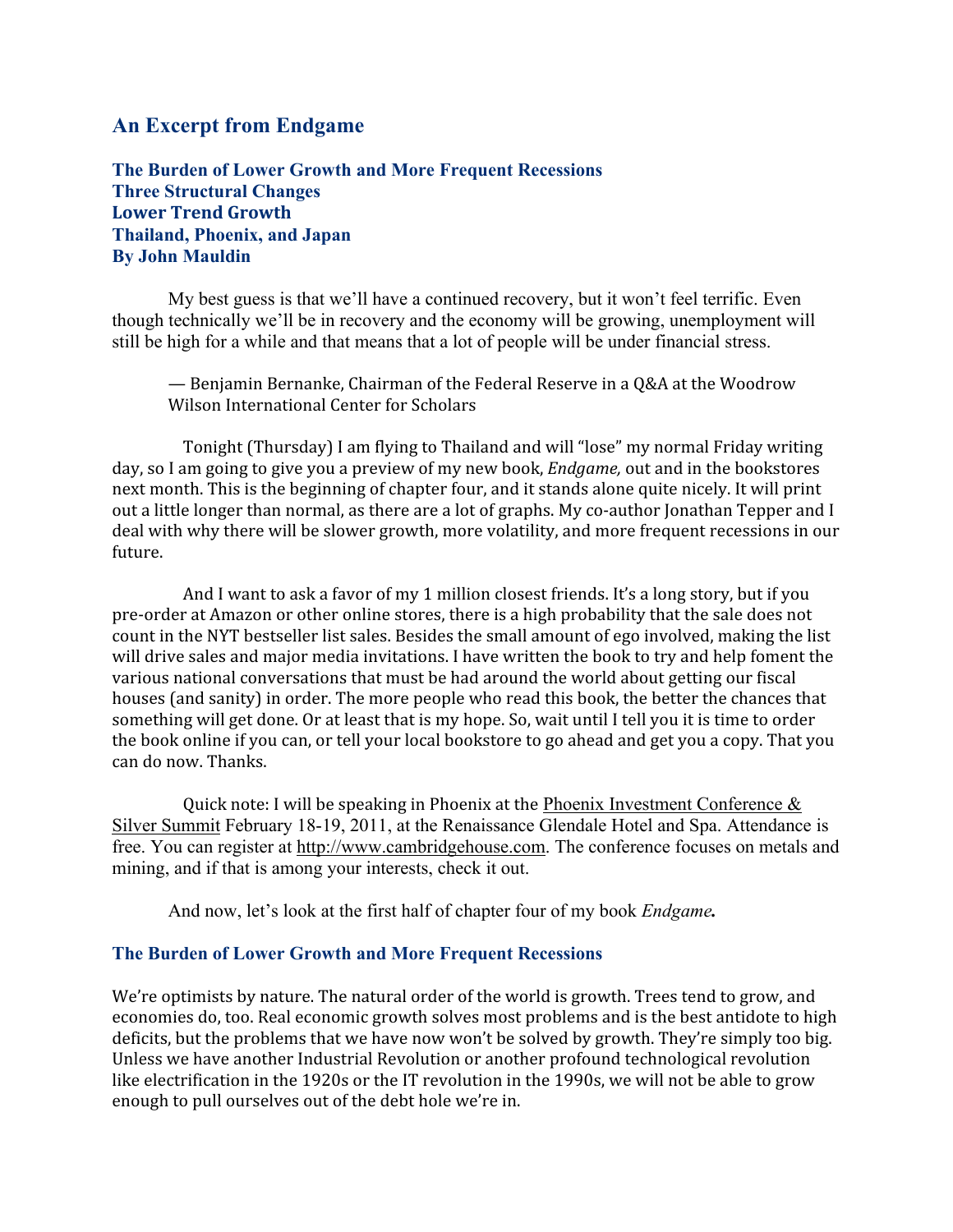## An Excerpt from Endgame

**The Burden of Lower Growth and More Frequent Recessions**
**Three Structural Changes**
**Lower Trend Growth**
**Thailand, Phoenix, and Japan**
**By John Mauldin**

My best guess is that we'll have a continued recovery, but it won't feel terrific. Even though technically we'll be in recovery and the economy will be growing, unemployment will still be high for a while and that means that a lot of people will be under financial stress.

> — Benjamin Bernanke, Chairman of the Federal Reserve in a Q&A at the Woodrow Wilson International Center for Scholars

Tonight (Thursday) I am flying to Thailand and will "lose" my normal Friday writing day, so I am going to give you a preview of my new book, *Endgame,* out and in the bookstores next month. This is the beginning of chapter four, and it stands alone quite nicely. It will print out a little longer than normal, as there are a lot of graphs. My co-author Jonathan Tepper and I deal with why there will be slower growth, more volatility, and more frequent recessions in our future.

And I want to ask a favor of my 1 million closest friends. It's a long story, but if you pre-order at Amazon or other online stores, there is a high probability that the sale does not count in the NYT bestseller list sales. Besides the small amount of ego involved, making the list will drive sales and major media invitations. I have written the book to try and help foment the various national conversations that must be had around the world about getting our fiscal houses (and sanity) in order. The more people who read this book, the better the chances that something will get done. Or at least that is my hope. So, wait until I tell you it is time to order the book online if you can, or tell your local bookstore to go ahead and get you a copy. That you can do now. Thanks.

Quick note: I will be speaking in Phoenix at the Phoenix Investment Conference & Silver Summit February 18-19, 2011, at the Renaissance Glendale Hotel and Spa. Attendance is free. You can register at http://www.cambridgehouse.com. The conference focuses on metals and mining, and if that is among your interests, check it out.

And now, let's look at the first half of chapter four of my book ***Endgame*.**

### The Burden of Lower Growth and More Frequent Recessions

We're optimists by nature. The natural order of the world is growth. Trees tend to grow, and economies do, too. Real economic growth solves most problems and is the best antidote to high deficits, but the problems that we have now won't be solved by growth. They're simply too big. Unless we have another Industrial Revolution or another profound technological revolution like electrification in the 1920s or the IT revolution in the 1990s, we will not be able to grow enough to pull ourselves out of the debt hole we're in.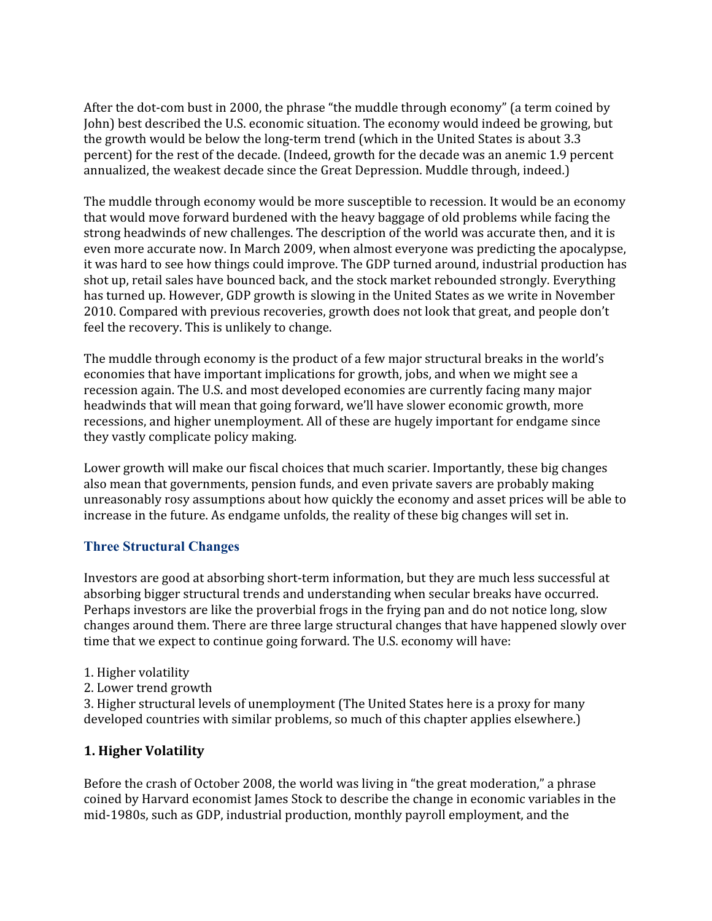After the dot-com bust in 2000, the phrase "the muddle through economy" (a term coined by John) best described the U.S. economic situation. The economy would indeed be growing, but the growth would be below the long-term trend (which in the United States is about 3.3 percent) for the rest of the decade. (Indeed, growth for the decade was an anemic 1.9 percent annualized, the weakest decade since the Great Depression. Muddle through, indeed.)

The muddle through economy would be more susceptible to recession. It would be an economy that would move forward burdened with the heavy baggage of old problems while facing the strong headwinds of new challenges. The description of the world was accurate then, and it is even more accurate now. In March 2009, when almost everyone was predicting the apocalypse, it was hard to see how things could improve. The GDP turned around, industrial production has shot up, retail sales have bounced back, and the stock market rebounded strongly. Everything has turned up. However, GDP growth is slowing in the United States as we write in November 2010. Compared with previous recoveries, growth does not look that great, and people don't feel the recovery. This is unlikely to change.

The muddle through economy is the product of a few major structural breaks in the world's economies that have important implications for growth, jobs, and when we might see a recession again. The U.S. and most developed economies are currently facing many major headwinds that will mean that going forward, we'll have slower economic growth, more recessions, and higher unemployment. All of these are hugely important for endgame since they vastly complicate policy making.

Lower growth will make our fiscal choices that much scarier. Importantly, these big changes also mean that governments, pension funds, and even private savers are probably making unreasonably rosy assumptions about how quickly the economy and asset prices will be able to increase in the future. As endgame unfolds, the reality of these big changes will set in.

## Three Structural Changes

Investors are good at absorbing short-term information, but they are much less successful at absorbing bigger structural trends and understanding when secular breaks have occurred. Perhaps investors are like the proverbial frogs in the frying pan and do not notice long, slow changes around them. There are three large structural changes that have happened slowly over time that we expect to continue going forward. The U.S. economy will have:

1. Higher volatility
2. Lower trend growth
3. Higher structural levels of unemployment (The United States here is a proxy for many developed countries with similar problems, so much of this chapter applies elsewhere.)

### 1. Higher Volatility

Before the crash of October 2008, the world was living in "the great moderation," a phrase coined by Harvard economist James Stock to describe the change in economic variables in the mid-1980s, such as GDP, industrial production, monthly payroll employment, and the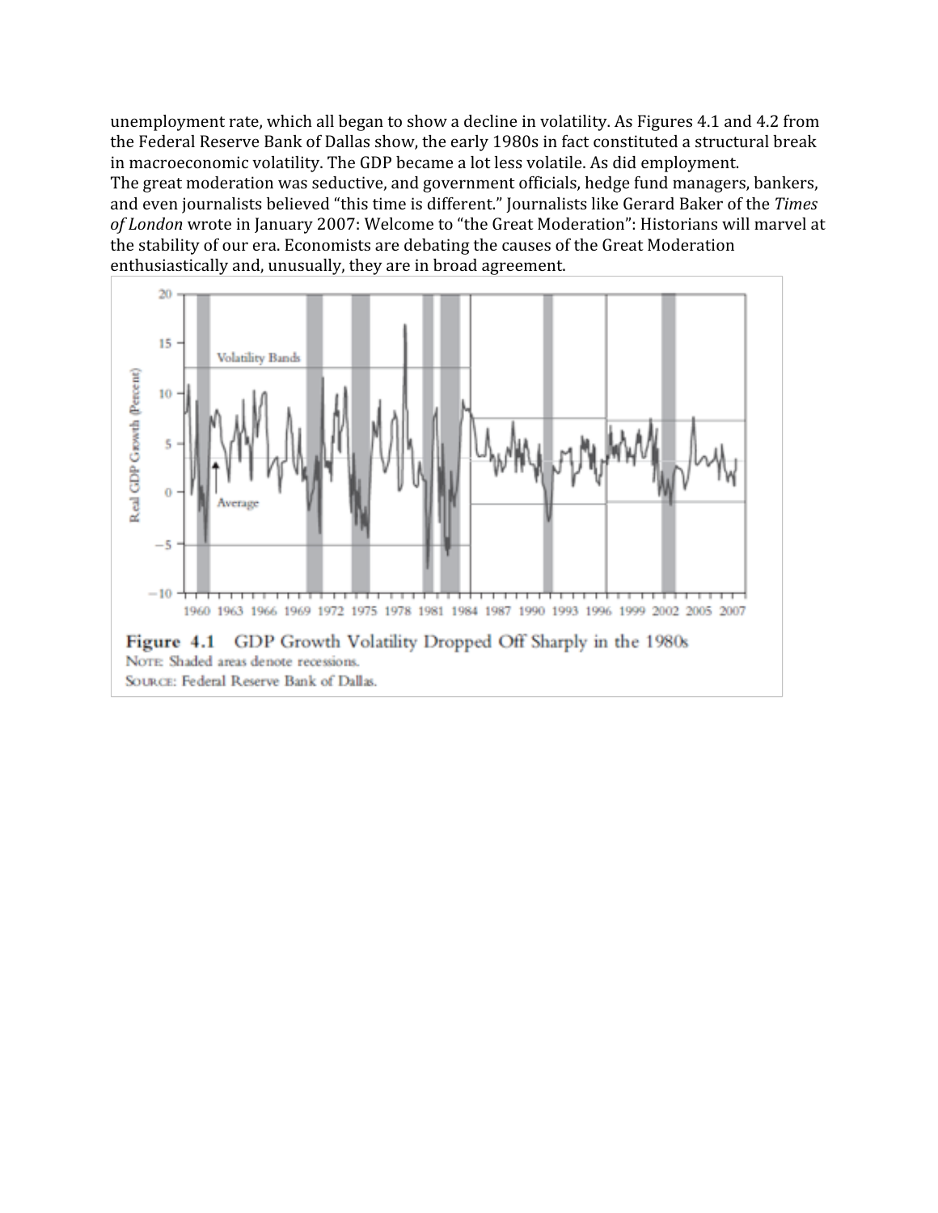unemployment rate, which all began to show a decline in volatility. As Figures 4.1 and 4.2 from the Federal Reserve Bank of Dallas show, the early 1980s in fact constituted a structural break in macroeconomic volatility. The GDP became a lot less volatile. As did employment.

The great moderation was seductive, and government officials, hedge fund managers, bankers, and even journalists believed "this time is different." Journalists like Gerard Baker of the *Times of London* wrote in January 2007: Welcome to "the Great Moderation": Historians will marvel at the stability of our era. Economists are debating the causes of the Great Moderation enthusiastically and, unusually, they are in broad agreement.

**Figure 4.1** GDP Growth Volatility Dropped Off Sharply in the 1980s

NOTE: Shaded areas denote recessions.

SOURCE: Federal Reserve Bank of Dallas.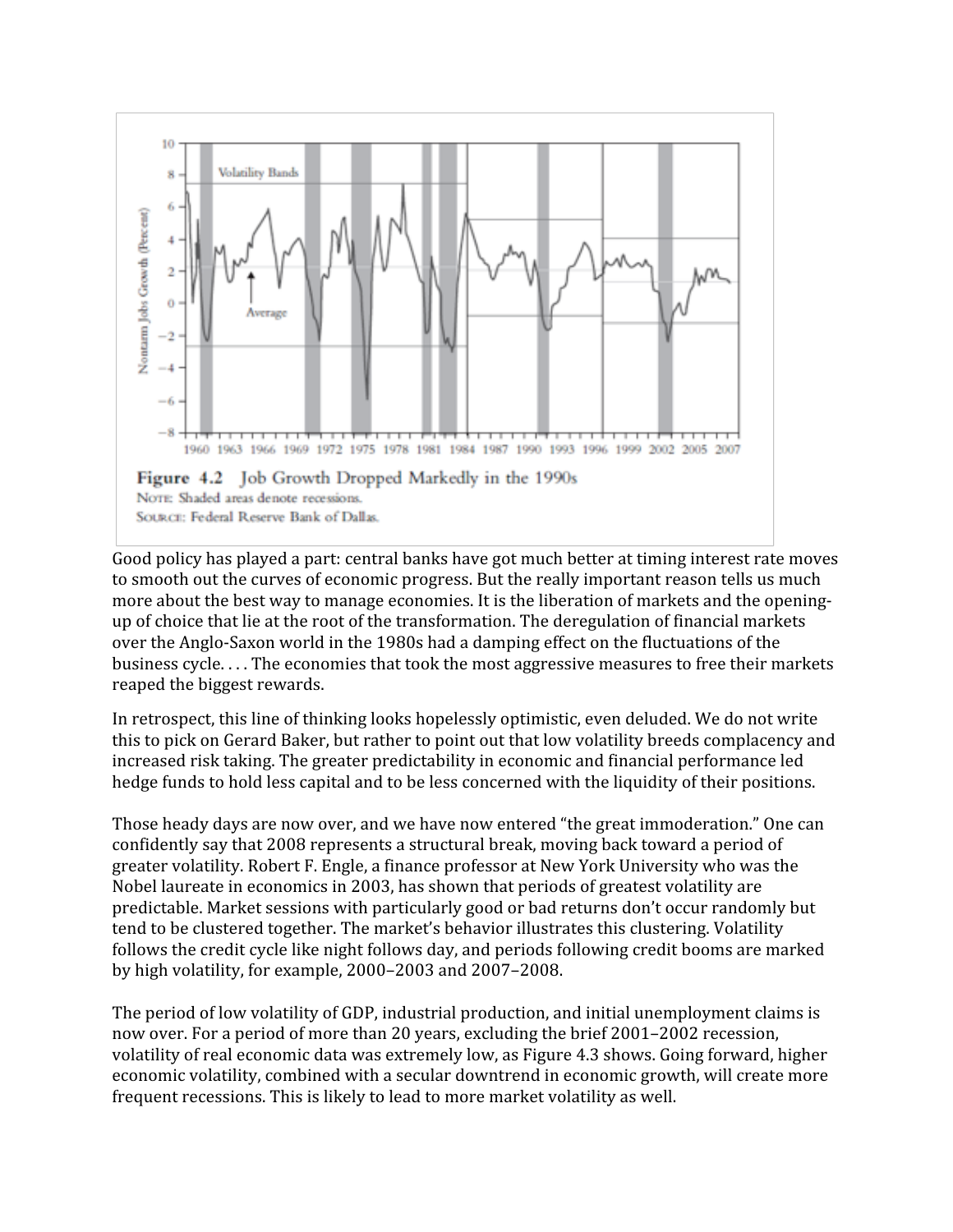10
8
6
4
2
0
−2
−4
−6
−8

Nonfarm Jobs Growth (Percent)

Volatility Bands

Average

1960 1963 1966 1969 1972 1975 1978 1981 1984 1987 1990 1993 1996 1999 2002 2005 2007

**Figure 4.2** Job Growth Dropped Markedly in the 1990s

Note: Shaded areas denote recessions.

Source: Federal Reserve Bank of Dallas.

Good policy has played a part: central banks have got much better at timing interest rate moves to smooth out the curves of economic progress. But the really important reason tells us much more about the best way to manage economies. It is the liberation of markets and the opening-up of choice that lie at the root of the transformation. The deregulation of financial markets over the Anglo-Saxon world in the 1980s had a damping effect on the fluctuations of the business cycle. . . . The economies that took the most aggressive measures to free their markets reaped the biggest rewards.

In retrospect, this line of thinking looks hopelessly optimistic, even deluded. We do not write this to pick on Gerard Baker, but rather to point out that low volatility breeds complacency and increased risk taking. The greater predictability in economic and financial performance led hedge funds to hold less capital and to be less concerned with the liquidity of their positions.

Those heady days are now over, and we have now entered "the great immoderation." One can confidently say that 2008 represents a structural break, moving back toward a period of greater volatility. Robert F. Engle, a finance professor at New York University who was the Nobel laureate in economics in 2003, has shown that periods of greatest volatility are predictable. Market sessions with particularly good or bad returns don't occur randomly but tend to be clustered together. The market's behavior illustrates this clustering. Volatility follows the credit cycle like night follows day, and periods following credit booms are marked by high volatility, for example, 2000–2003 and 2007–2008.

The period of low volatility of GDP, industrial production, and initial unemployment claims is now over. For a period of more than 20 years, excluding the brief 2001–2002 recession, volatility of real economic data was extremely low, as Figure 4.3 shows. Going forward, higher economic volatility, combined with a secular downtrend in economic growth, will create more frequent recessions. This is likely to lead to more market volatility as well.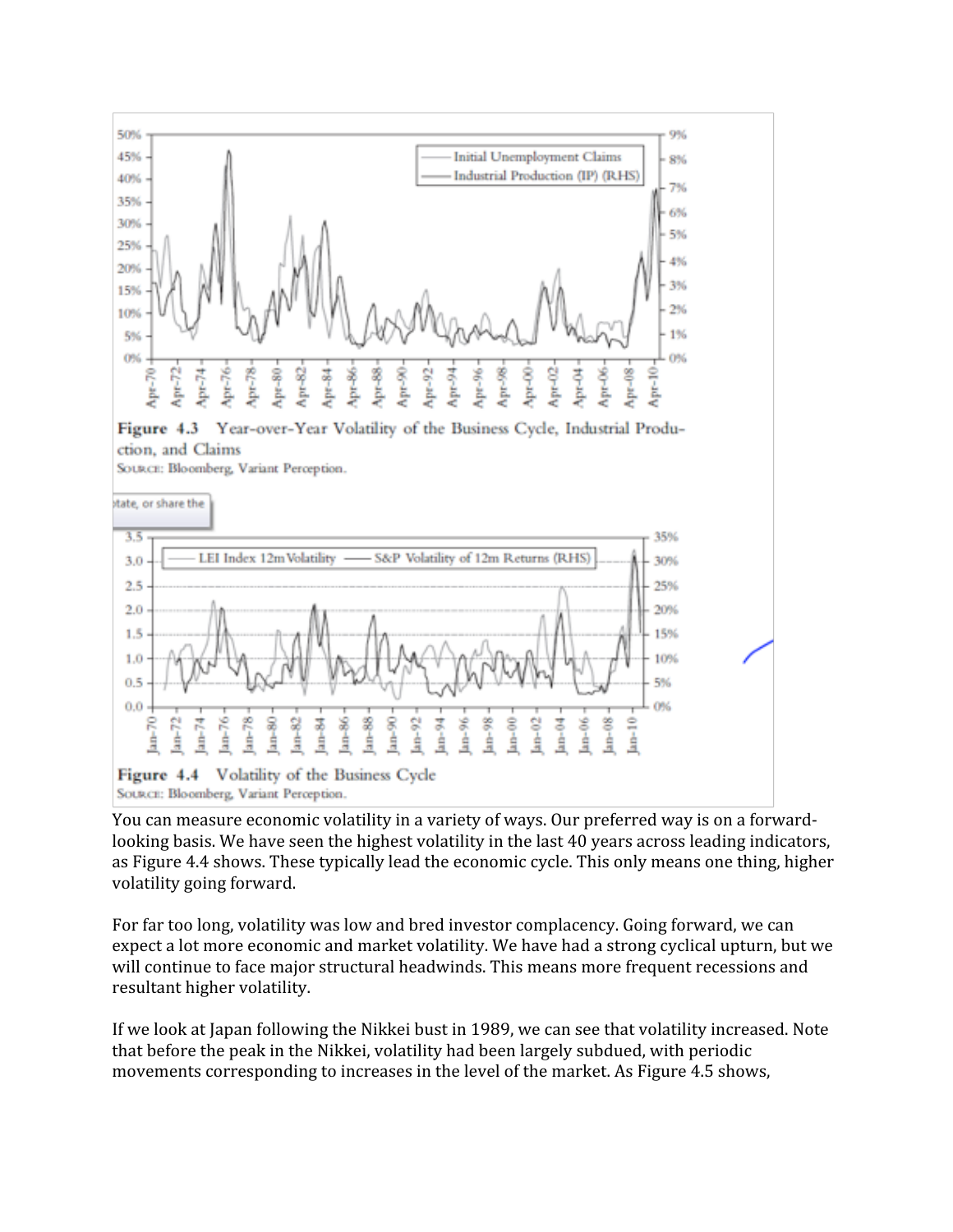Figure 4.3 Year-over-Year Volatility of the Business Cycle, Industrial Production, and Claims
Source: Bloomberg, Variant Perception.

Figure 4.4 Volatility of the Business Cycle
Source: Bloomberg, Variant Perception.

You can measure economic volatility in a variety of ways. Our preferred way is on a forward-looking basis. We have seen the highest volatility in the last 40 years across leading indicators, as Figure 4.4 shows. These typically lead the economic cycle. This only means one thing, higher volatility going forward.

For far too long, volatility was low and bred investor complacency. Going forward, we can expect a lot more economic and market volatility. We have had a strong cyclical upturn, but we will continue to face major structural headwinds. This means more frequent recessions and resultant higher volatility.

If we look at Japan following the Nikkei bust in 1989, we can see that volatility increased. Note that before the peak in the Nikkei, volatility had been largely subdued, with periodic movements corresponding to increases in the level of the market. As Figure 4.5 shows,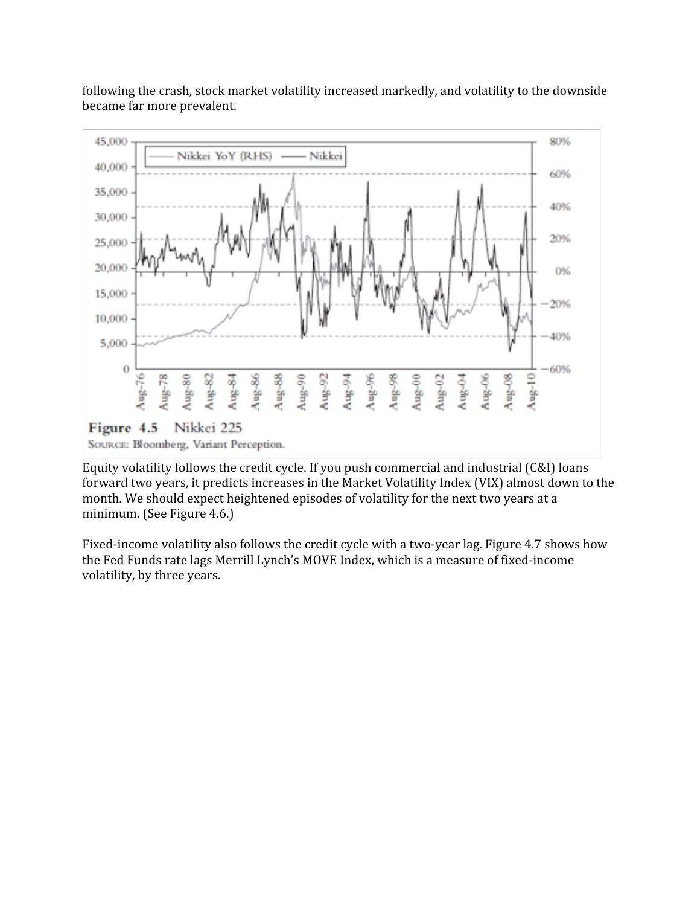following the crash, stock market volatility increased markedly, and volatility to the downside became far more prevalent.

**Figure 4.5** Nikkei 225
SOURCE: Bloomberg, Variant Perception.

Equity volatility follows the credit cycle. If you push commercial and industrial (C&I) loans forward two years, it predicts increases in the Market Volatility Index (VIX) almost down to the month. We should expect heightened episodes of volatility for the next two years at a minimum. (See Figure 4.6.)

Fixed-income volatility also follows the credit cycle with a two-year lag. Figure 4.7 shows how the Fed Funds rate lags Merrill Lynch's MOVE Index, which is a measure of fixed-income volatility, by three years.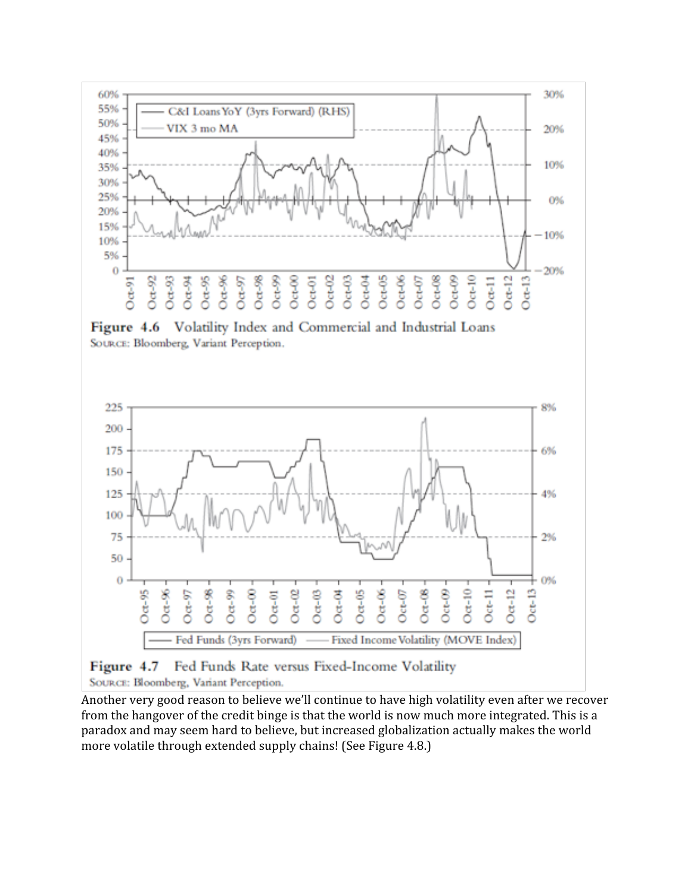**Figure 4.6** Volatility Index and Commercial and Industrial Loans
SOURCE: Bloomberg, Variant Perception.

**Figure 4.7** Fed Funds Rate versus Fixed-Income Volatility
SOURCE: Bloomberg, Variant Perception.

Another very good reason to believe we'll continue to have high volatility even after we recover from the hangover of the credit binge is that the world is now much more integrated. This is a paradox and may seem hard to believe, but increased globalization actually makes the world more volatile through extended supply chains! (See Figure 4.8.)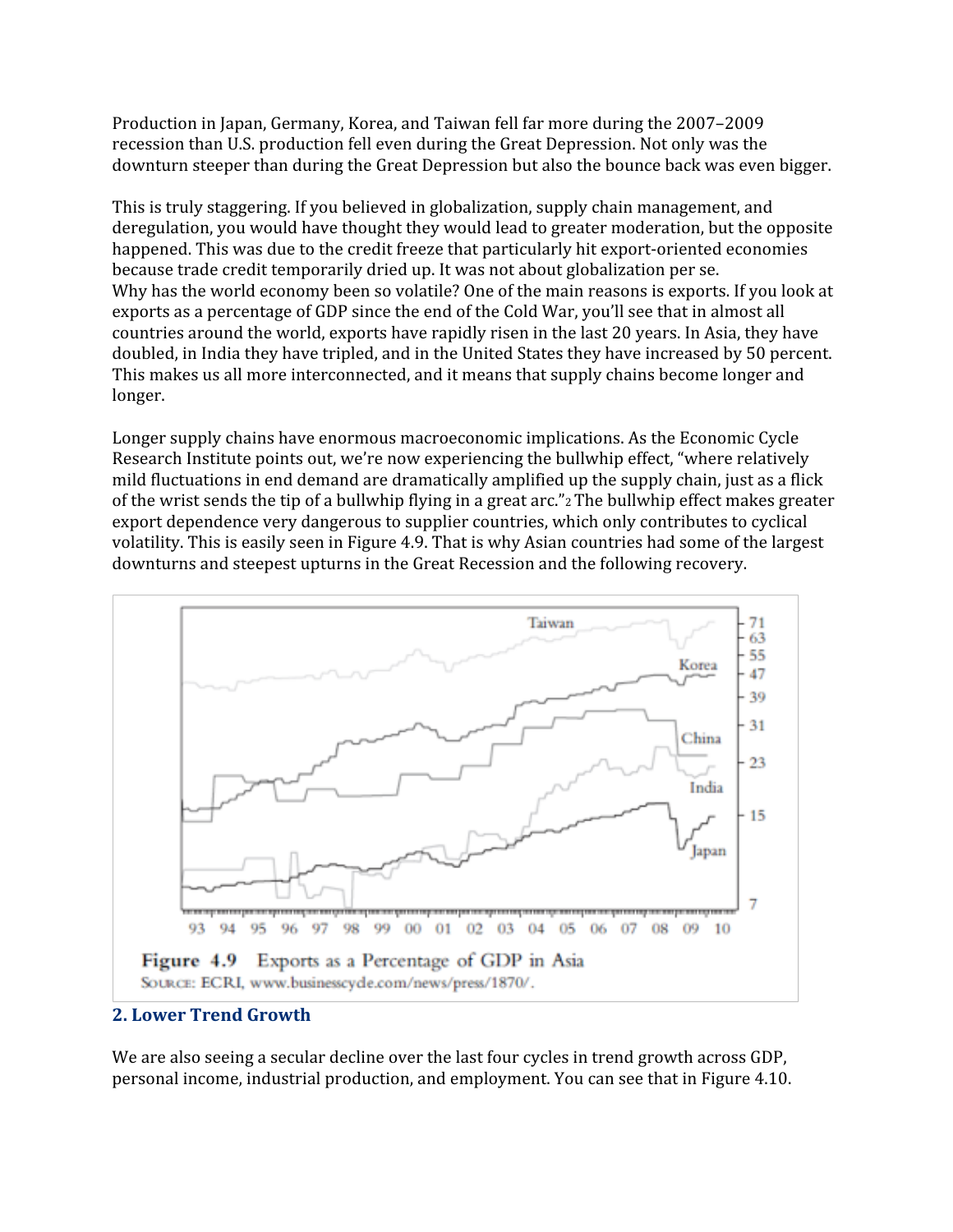Production in Japan, Germany, Korea, and Taiwan fell far more during the 2007–2009 recession than U.S. production fell even during the Great Depression. Not only was the downturn steeper than during the Great Depression but also the bounce back was even bigger.

This is truly staggering. If you believed in globalization, supply chain management, and deregulation, you would have thought they would lead to greater moderation, but the opposite happened. This was due to the credit freeze that particularly hit export-oriented economies because trade credit temporarily dried up. It was not about globalization per se.
Why has the world economy been so volatile? One of the main reasons is exports. If you look at exports as a percentage of GDP since the end of the Cold War, you'll see that in almost all countries around the world, exports have rapidly risen in the last 20 years. In Asia, they have doubled, in India they have tripled, and in the United States they have increased by 50 percent. This makes us all more interconnected, and it means that supply chains become longer and longer.

Longer supply chains have enormous macroeconomic implications. As the Economic Cycle Research Institute points out, we're now experiencing the bullwhip effect, "where relatively mild fluctuations in end demand are dramatically amplified up the supply chain, just as a flick of the wrist sends the tip of a bullwhip flying in a great arc."[2] The bullwhip effect makes greater export dependence very dangerous to supplier countries, which only contributes to cyclical volatility. This is easily seen in Figure 4.9. That is why Asian countries had some of the largest downturns and steepest upturns in the Great Recession and the following recovery.

**Figure 4.9** Exports as a Percentage of GDP in Asia
SOURCE: ECRI, www.businesscycle.com/news/press/1870/.

## 2. Lower Trend Growth

We are also seeing a secular decline over the last four cycles in trend growth across GDP, personal income, industrial production, and employment. You can see that in Figure 4.10.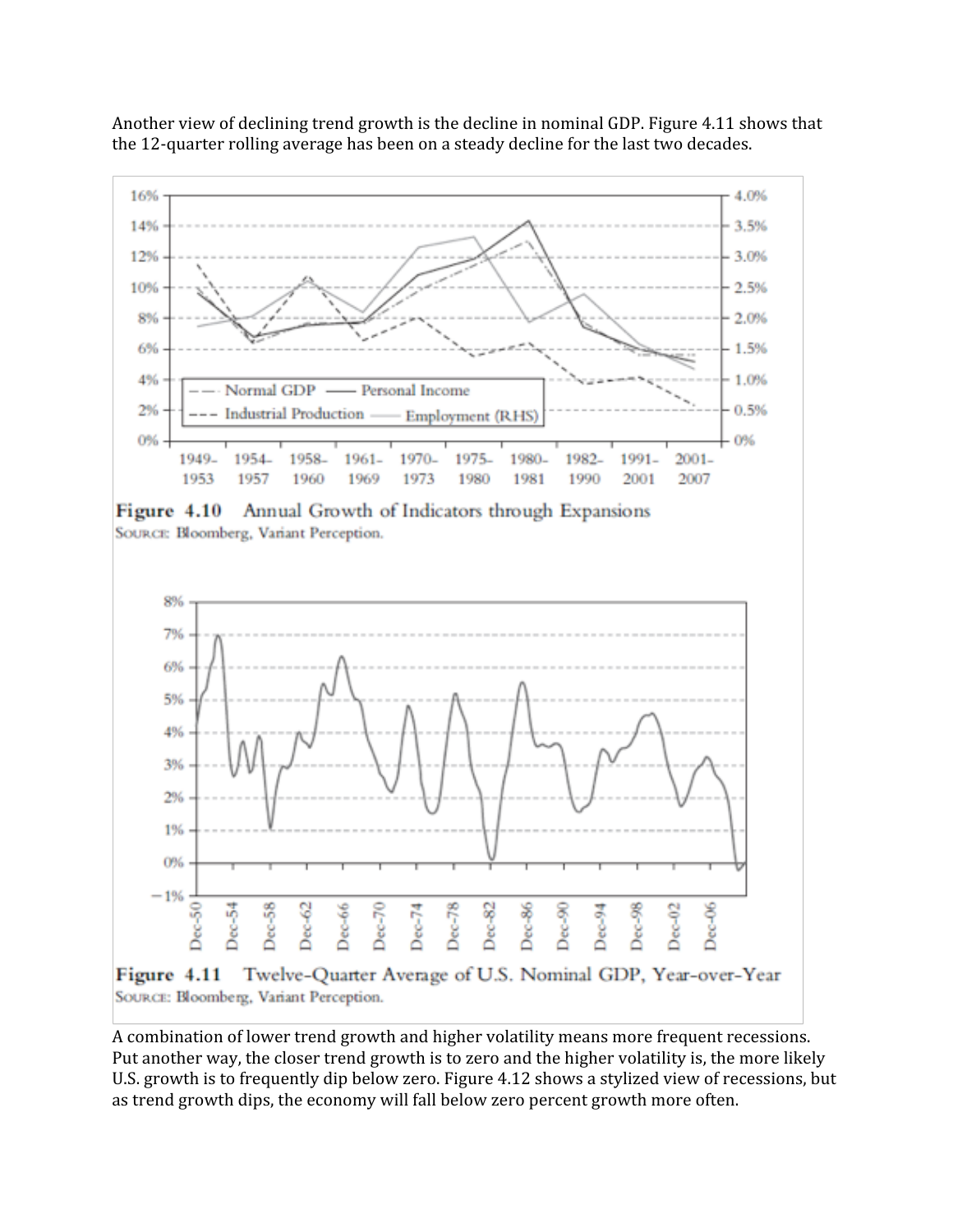Another view of declining trend growth is the decline in nominal GDP. Figure 4.11 shows that the 12-quarter rolling average has been on a steady decline for the last two decades.

**Figure 4.10** Annual Growth of Indicators through Expansions
Source: Bloomberg, Variant Perception.

**Figure 4.11** Twelve-Quarter Average of U.S. Nominal GDP, Year-over-Year
Source: Bloomberg, Variant Perception.

A combination of lower trend growth and higher volatility means more frequent recessions. Put another way, the closer trend growth is to zero and the higher volatility is, the more likely U.S. growth is to frequently dip below zero. Figure 4.12 shows a stylized view of recessions, but as trend growth dips, the economy will fall below zero percent growth more often.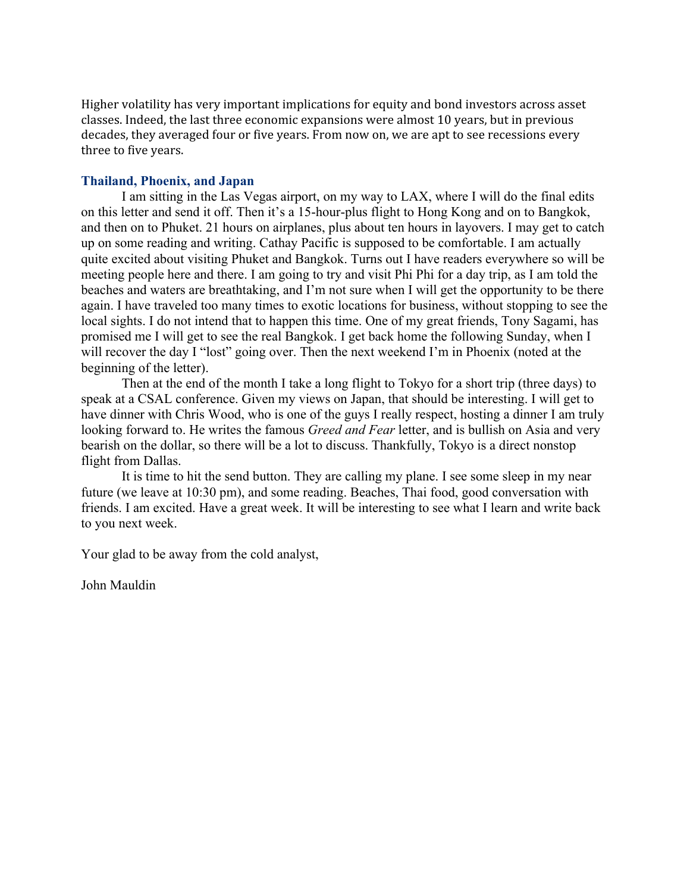Higher volatility has very important implications for equity and bond investors across asset classes. Indeed, the last three economic expansions were almost 10 years, but in previous decades, they averaged four or five years. From now on, we are apt to see recessions every three to five years.

### Thailand, Phoenix, and Japan

I am sitting in the Las Vegas airport, on my way to LAX, where I will do the final edits on this letter and send it off. Then it's a 15-hour-plus flight to Hong Kong and on to Bangkok, and then on to Phuket. 21 hours on airplanes, plus about ten hours in layovers. I may get to catch up on some reading and writing. Cathay Pacific is supposed to be comfortable. I am actually quite excited about visiting Phuket and Bangkok. Turns out I have readers everywhere so will be meeting people here and there. I am going to try and visit Phi Phi for a day trip, as I am told the beaches and waters are breathtaking, and I'm not sure when I will get the opportunity to be there again. I have traveled too many times to exotic locations for business, without stopping to see the local sights. I do not intend that to happen this time. One of my great friends, Tony Sagami, has promised me I will get to see the real Bangkok. I get back home the following Sunday, when I will recover the day I "lost" going over. Then the next weekend I'm in Phoenix (noted at the beginning of the letter).

Then at the end of the month I take a long flight to Tokyo for a short trip (three days) to speak at a CSAL conference. Given my views on Japan, that should be interesting. I will get to have dinner with Chris Wood, who is one of the guys I really respect, hosting a dinner I am truly looking forward to. He writes the famous *Greed and Fear* letter, and is bullish on Asia and very bearish on the dollar, so there will be a lot to discuss. Thankfully, Tokyo is a direct nonstop flight from Dallas.

It is time to hit the send button. They are calling my plane. I see some sleep in my near future (we leave at 10:30 pm), and some reading. Beaches, Thai food, good conversation with friends. I am excited. Have a great week. It will be interesting to see what I learn and write back to you next week.

Your glad to be away from the cold analyst,

John Mauldin